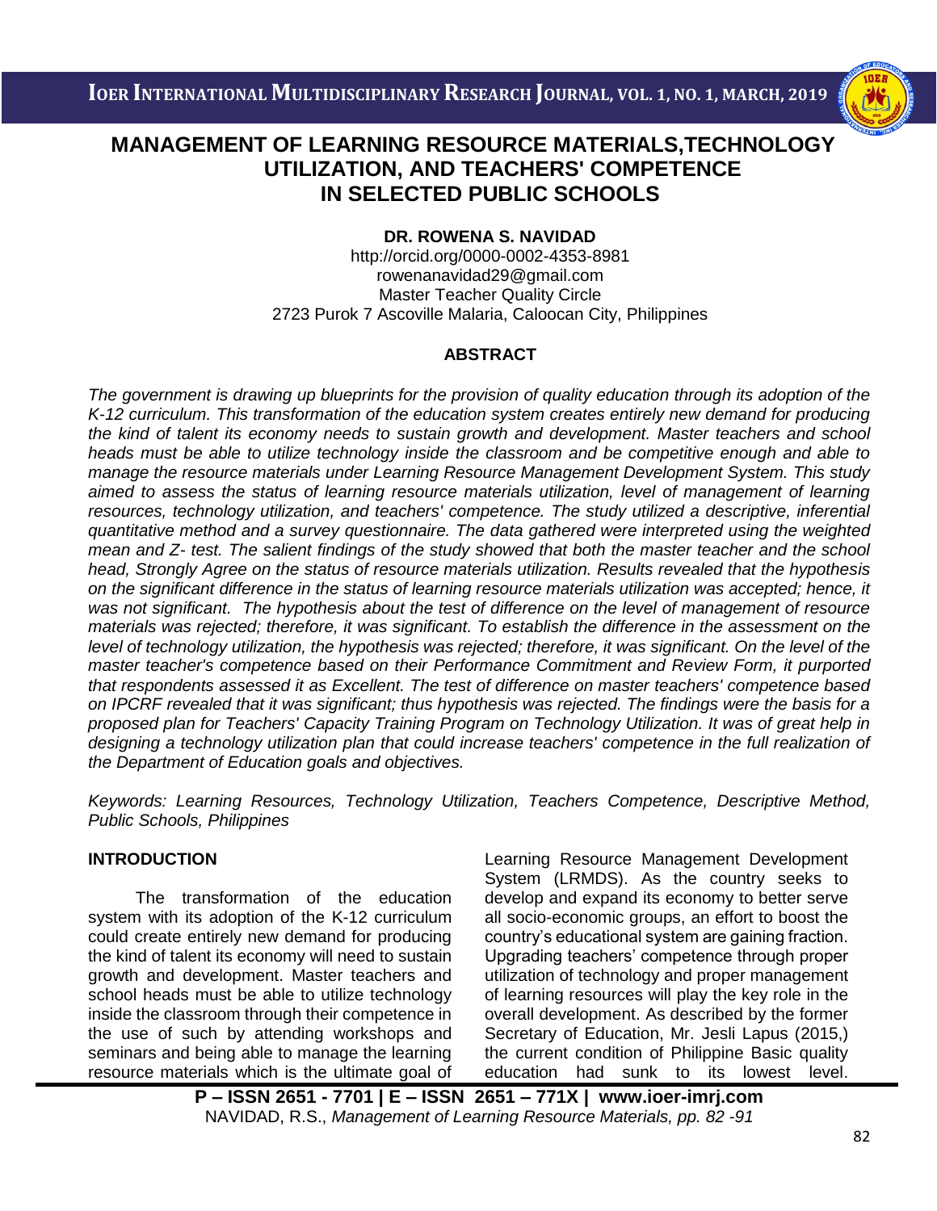# MANAGEMENT OF LEARNING RESOURCE MATERIALS,TECHNOLOGY UTILIZATION, AND TEACHERS' COMPETENCE IN SELECTED PUBLIC SCHOOLS

**DR. ROWENA S. NAVIDAD**

http://orcid.org/0000-0002-4353-8981
rowenanavidad29@gmail.com
Master Teacher Quality Circle
2723 Purok 7 Ascoville Malaria, Caloocan City, Philippines

## ABSTRACT

*The government is drawing up blueprints for the provision of quality education through its adoption of the K-12 curriculum. This transformation of the education system creates entirely new demand for producing the kind of talent its economy needs to sustain growth and development. Master teachers and school heads must be able to utilize technology inside the classroom and be competitive enough and able to manage the resource materials under Learning Resource Management Development System. This study aimed to assess the status of learning resource materials utilization, level of management of learning resources, technology utilization, and teachers' competence. The study utilized a descriptive, inferential quantitative method and a survey questionnaire. The data gathered were interpreted using the weighted mean and Z- test. The salient findings of the study showed that both the master teacher and the school head, Strongly Agree on the status of resource materials utilization. Results revealed that the hypothesis on the significant difference in the status of learning resource materials utilization was accepted; hence, it was not significant. The hypothesis about the test of difference on the level of management of resource materials was rejected; therefore, it was significant. To establish the difference in the assessment on the level of technology utilization, the hypothesis was rejected; therefore, it was significant. On the level of the master teacher's competence based on their Performance Commitment and Review Form, it purported that respondents assessed it as Excellent. The test of difference on master teachers' competence based on IPCRF revealed that it was significant; thus hypothesis was rejected. The findings were the basis for a proposed plan for Teachers' Capacity Training Program on Technology Utilization. It was of great help in designing a technology utilization plan that could increase teachers' competence in the full realization of the Department of Education goals and objectives.*

*Keywords: Learning Resources, Technology Utilization, Teachers Competence, Descriptive Method, Public Schools, Philippines*

## INTRODUCTION

The transformation of the education system with its adoption of the K-12 curriculum could create entirely new demand for producing the kind of talent its economy will need to sustain growth and development. Master teachers and school heads must be able to utilize technology inside the classroom through their competence in the use of such by attending workshops and seminars and being able to manage the learning resource materials which is the ultimate goal of Learning Resource Management Development System (LRMDS). As the country seeks to develop and expand its economy to better serve all socio-economic groups, an effort to boost the country's educational system are gaining fraction. Upgrading teachers' competence through proper utilization of technology and proper management of learning resources will play the key role in the overall development. As described by the former Secretary of Education, Mr. Jesli Lapus (2015,) the current condition of Philippine Basic quality education had sunk to its lowest level.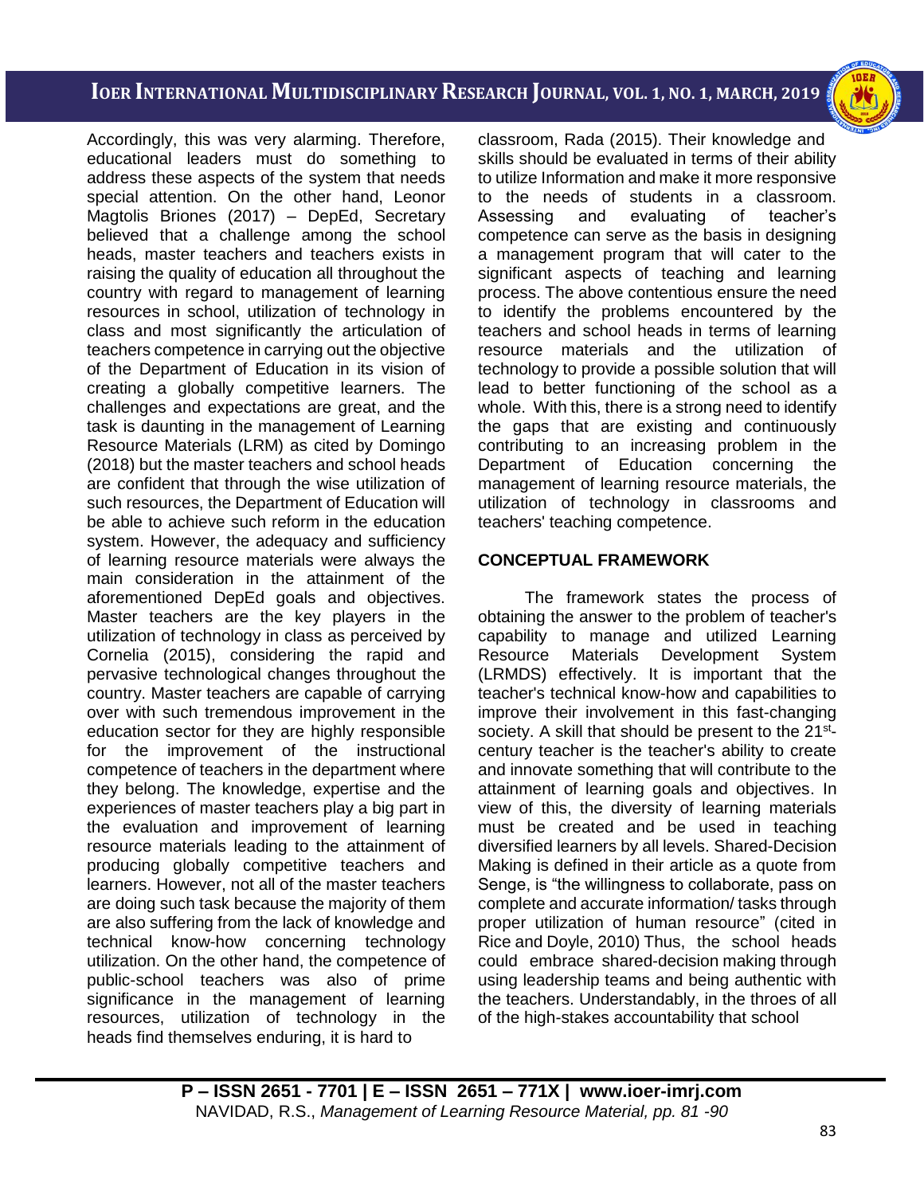Accordingly, this was very alarming. Therefore, educational leaders must do something to address these aspects of the system that needs special attention. On the other hand, Leonor Magtolis Briones (2017) – DepEd, Secretary believed that a challenge among the school heads, master teachers and teachers exists in raising the quality of education all throughout the country with regard to management of learning resources in school, utilization of technology in class and most significantly the articulation of teachers competence in carrying out the objective of the Department of Education in its vision of creating a globally competitive learners. The challenges and expectations are great, and the task is daunting in the management of Learning Resource Materials (LRM) as cited by Domingo (2018) but the master teachers and school heads are confident that through the wise utilization of such resources, the Department of Education will be able to achieve such reform in the education system. However, the adequacy and sufficiency of learning resource materials were always the main consideration in the attainment of the aforementioned DepEd goals and objectives. Master teachers are the key players in the utilization of technology in class as perceived by Cornelia (2015), considering the rapid and pervasive technological changes throughout the country. Master teachers are capable of carrying over with such tremendous improvement in the education sector for they are highly responsible for the improvement of the instructional competence of teachers in the department where they belong. The knowledge, expertise and the experiences of master teachers play a big part in the evaluation and improvement of learning resource materials leading to the attainment of producing globally competitive teachers and learners. However, not all of the master teachers are doing such task because the majority of them are also suffering from the lack of knowledge and technical know-how concerning technology utilization. On the other hand, the competence of public-school teachers was also of prime significance in the management of learning resources, utilization of technology in the classroom, Rada (2015). Their knowledge and skills should be evaluated in terms of their ability to utilize Information and make it more responsive to the needs of students in a classroom. Assessing and evaluating of teacher's competence can serve as the basis in designing a management program that will cater to the significant aspects of teaching and learning process. The above contentious ensure the need to identify the problems encountered by the teachers and school heads in terms of learning resource materials and the utilization of technology to provide a possible solution that will lead to better functioning of the school as a whole. With this, there is a strong need to identify the gaps that are existing and continuously contributing to an increasing problem in the Department of Education concerning the management of learning resource materials, the utilization of technology in classrooms and teachers' teaching competence.

## CONCEPTUAL FRAMEWORK

The framework states the process of obtaining the answer to the problem of teacher's capability to manage and utilized Learning Resource Materials Development System (LRMDS) effectively. It is important that the teacher's technical know-how and capabilities to improve their involvement in this fast-changing society. A skill that should be present to the 21st-century teacher is the teacher's ability to create and innovate something that will contribute to the attainment of learning goals and objectives. In view of this, the diversity of learning materials must be created and be used in teaching diversified learners by all levels. Shared-Decision Making is defined in their article as a quote from Senge, is "the willingness to collaborate, pass on complete and accurate information/ tasks through proper utilization of human resource" (cited in Rice and Doyle, 2010) Thus, the school heads could embrace shared-decision making through using leadership teams and being authentic with the teachers. Understandably, in the throes of all of the high-stakes accountability that school heads find themselves enduring, it is hard to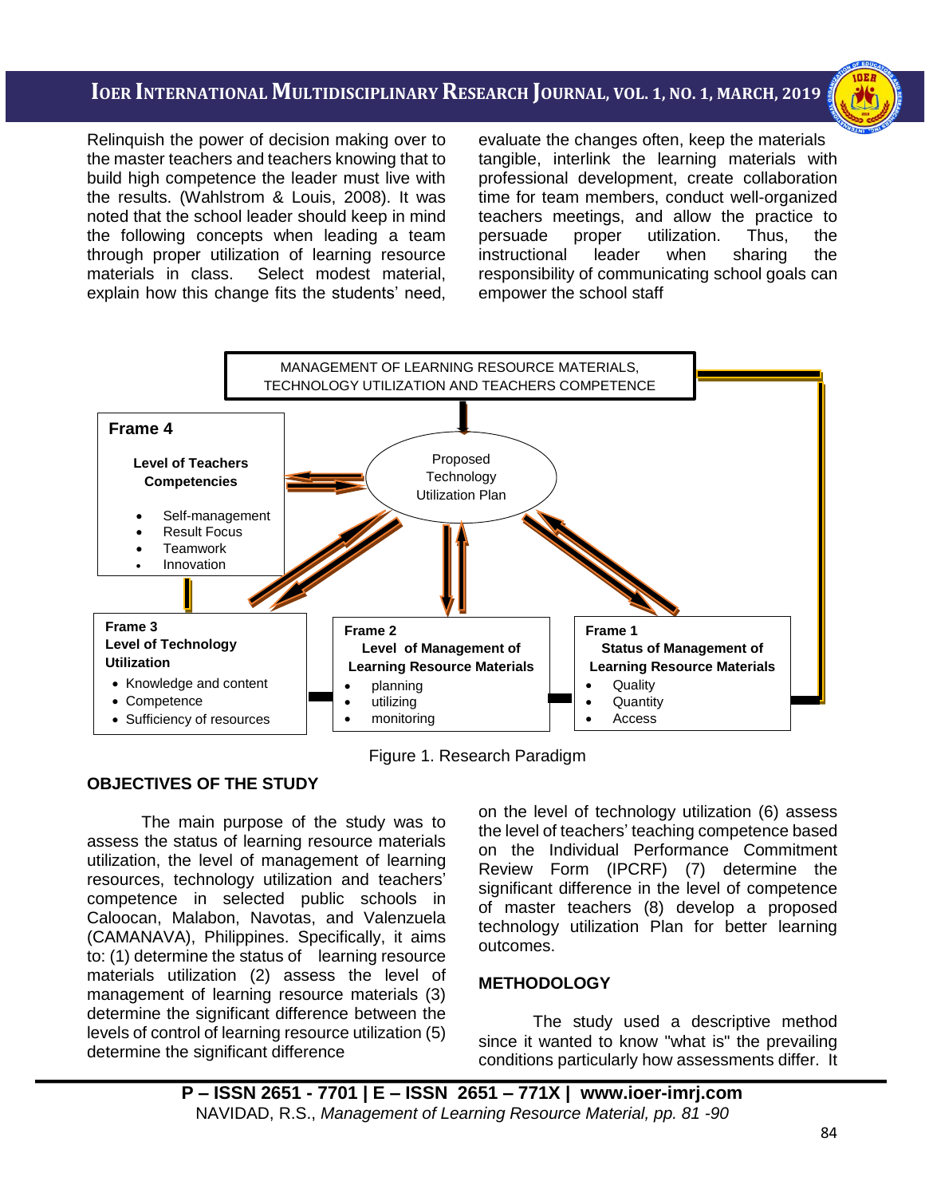Relinquish the power of decision making over to the master teachers and teachers knowing that to build high competence the leader must live with the results. (Wahlstrom & Louis, 2008). It was noted that the school leader should keep in mind the following concepts when leading a team through proper utilization of learning resource materials in class. Select modest material, explain how this change fits the students' need, evaluate the changes often, keep the materials tangible, interlink the learning materials with professional development, create collaboration time for team members, conduct well-organized teachers meetings, and allow the practice to persuade proper utilization. Thus, the instructional leader when sharing the responsibility of communicating school goals can empower the school staff

MANAGEMENT OF LEARNING RESOURCE MATERIALS, TECHNOLOGY UTILIZATION AND TEACHERS COMPETENCE

Proposed Technology Utilization Plan

**Frame 4**

**Level of Teachers Competencies**

- Self-management
- Result Focus
- Teamwork
- Innovation

**Frame 3**
**Level of Technology Utilization**

- Knowledge and content
- Competence
- Sufficiency of resources

**Frame 2**
**Level of Management of Learning Resource Materials**

- planning
- utilizing
- monitoring

**Frame 1**
**Status of Management of Learning Resource Materials**

- Quality
- Quantity
- Access

Figure 1. Research Paradigm

## OBJECTIVES OF THE STUDY

The main purpose of the study was to assess the status of learning resource materials utilization, the level of management of learning resources, technology utilization and teachers' competence in selected public schools in Caloocan, Malabon, Navotas, and Valenzuela (CAMANAVA), Philippines. Specifically, it aims to: (1) determine the status of learning resource materials utilization (2) assess the level of management of learning resource materials (3) determine the significant difference between the levels of control of learning resource utilization (5) determine the significant difference on the level of technology utilization (6) assess the level of teachers' teaching competence based on the Individual Performance Commitment Review Form (IPCRF) (7) determine the significant difference in the level of competence of master teachers (8) develop a proposed technology utilization Plan for better learning outcomes.

## METHODOLOGY

The study used a descriptive method since it wanted to know "what is" the prevailing conditions particularly how assessments differ. It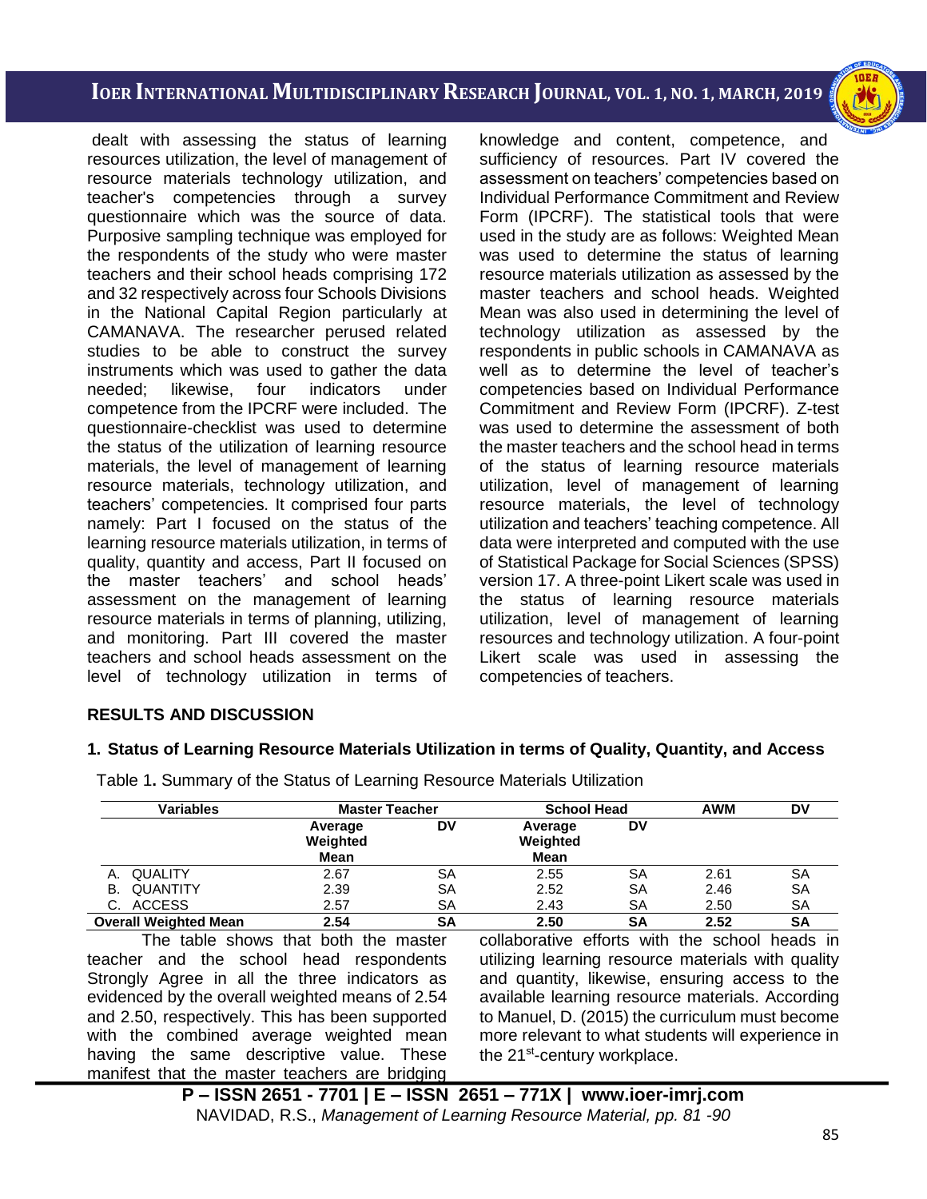dealt with assessing the status of learning resources utilization, the level of management of resource materials technology utilization, and teacher's competencies through a survey questionnaire which was the source of data. Purposive sampling technique was employed for the respondents of the study who were master teachers and their school heads comprising 172 and 32 respectively across four Schools Divisions in the National Capital Region particularly at CAMANAVA. The researcher perused related studies to be able to construct the survey instruments which was used to gather the data needed; likewise, four indicators under competence from the IPCRF were included. The questionnaire-checklist was used to determine the status of the utilization of learning resource materials, the level of management of learning resource materials, technology utilization, and teachers' competencies. It comprised four parts namely: Part I focused on the status of the learning resource materials utilization, in terms of quality, quantity and access, Part II focused on the master teachers' and school heads' assessment on the management of learning resource materials in terms of planning, utilizing, and monitoring. Part III covered the master teachers and school heads assessment on the level of technology utilization in terms of knowledge and content, competence, and sufficiency of resources. Part IV covered the assessment on teachers' competencies based on Individual Performance Commitment and Review Form (IPCRF). The statistical tools that were used in the study are as follows: Weighted Mean was used to determine the status of learning resource materials utilization as assessed by the master teachers and school heads. Weighted Mean was also used in determining the level of technology utilization as assessed by the respondents in public schools in CAMANAVA as well as to determine the level of teacher's competencies based on Individual Performance Commitment and Review Form (IPCRF). Z-test was used to determine the assessment of both the master teachers and the school head in terms of the status of learning resource materials utilization, level of management of learning resource materials, the level of technology utilization and teachers' teaching competence. All data were interpreted and computed with the use of Statistical Package for Social Sciences (SPSS) version 17. A three-point Likert scale was used in the status of learning resource materials utilization, level of management of learning resources and technology utilization. A four-point Likert scale was used in assessing the competencies of teachers.

## RESULTS AND DISCUSSION

### 1. Status of Learning Resource Materials Utilization in terms of Quality, Quantity, and Access

Table 1. Summary of the Status of Learning Resource Materials Utilization

| Variables | Master Teacher | | School Head | | AWM | DV |
|---|---|---|---|---|---|---|
| | Average Weighted Mean | DV | Average Weighted Mean | DV | | |
| A. QUALITY | 2.67 | SA | 2.55 | SA | 2.61 | SA |
| B. QUANTITY | 2.39 | SA | 2.52 | SA | 2.46 | SA |
| C. ACCESS | 2.57 | SA | 2.43 | SA | 2.50 | SA |
| **Overall Weighted Mean** | **2.54** | **SA** | **2.50** | **SA** | **2.52** | **SA** |

The table shows that both the master teacher and the school head respondents Strongly Agree in all the three indicators as evidenced by the overall weighted means of 2.54 and 2.50, respectively. This has been supported with the combined average weighted mean having the same descriptive value. These manifest that the master teachers are bridging collaborative efforts with the school heads in utilizing learning resource materials with quality and quantity, likewise, ensuring access to the available learning resource materials. According to Manuel, D. (2015) the curriculum must become more relevant to what students will experience in the 21st-century workplace.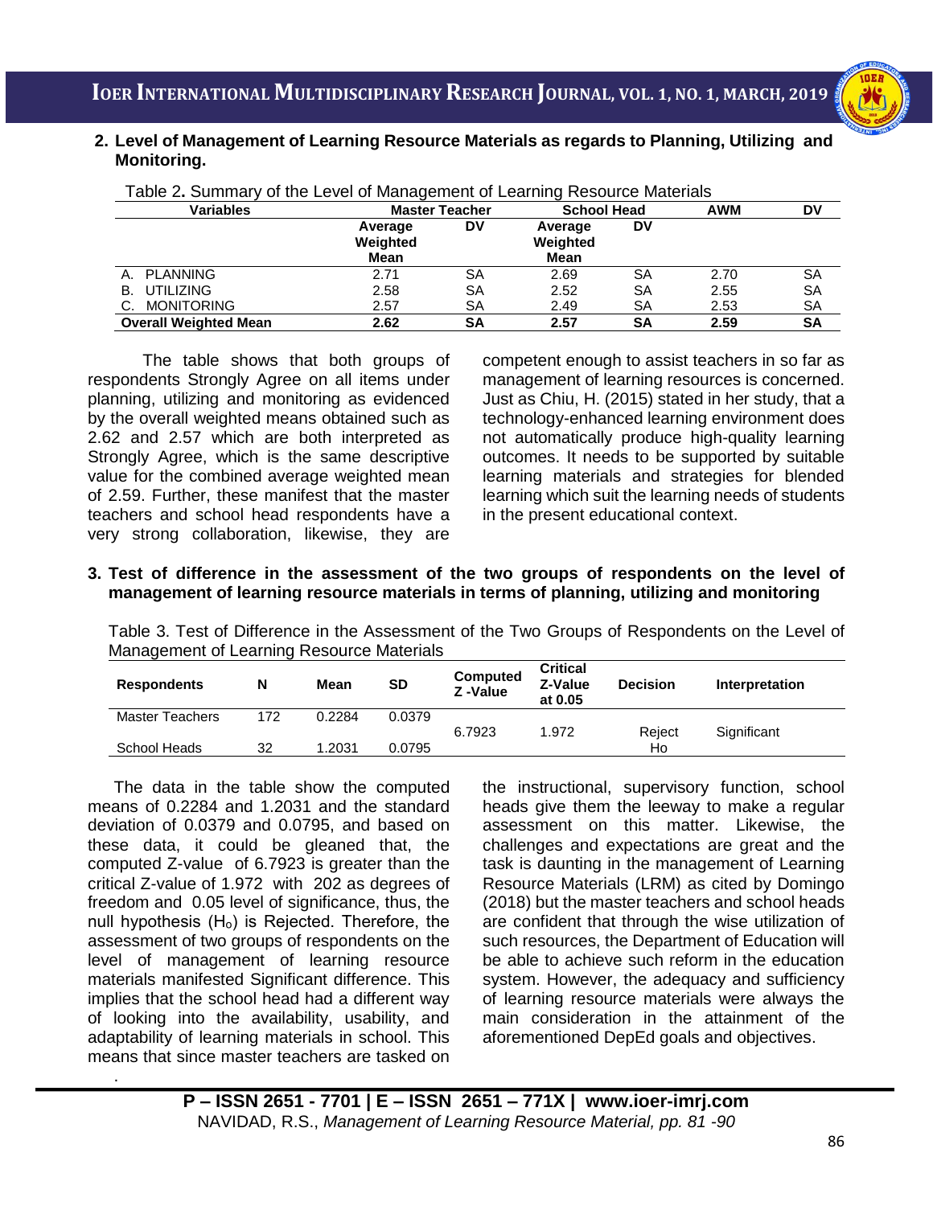**2. Level of Management of Learning Resource Materials as regards to Planning, Utilizing and Monitoring.**

Table 2**.** Summary of the Level of Management of Learning Resource Materials

| Variables | Master Teacher | | School Head | | AWM | DV |
|---|---|---|---|---|---|---|
| | Average Weighted Mean | DV | Average Weighted Mean | DV | | |
| A. PLANNING | 2.71 | SA | 2.69 | SA | 2.70 | SA |
| B. UTILIZING | 2.58 | SA | 2.52 | SA | 2.55 | SA |
| C. MONITORING | 2.57 | SA | 2.49 | SA | 2.53 | SA |
| **Overall Weighted Mean** | **2.62** | **SA** | **2.57** | **SA** | **2.59** | **SA** |

The table shows that both groups of respondents Strongly Agree on all items under planning, utilizing and monitoring as evidenced by the overall weighted means obtained such as 2.62 and 2.57 which are both interpreted as Strongly Agree, which is the same descriptive value for the combined average weighted mean of 2.59. Further, these manifest that the master teachers and school head respondents have a very strong collaboration, likewise, they are competent enough to assist teachers in so far as management of learning resources is concerned. Just as Chiu, H. (2015) stated in her study, that a technology-enhanced learning environment does not automatically produce high-quality learning outcomes. It needs to be supported by suitable learning materials and strategies for blended learning which suit the learning needs of students in the present educational context.

**3. Test of difference in the assessment of the two groups of respondents on the level of management of learning resource materials in terms of planning, utilizing and monitoring**

Table 3. Test of Difference in the Assessment of the Two Groups of Respondents on the Level of Management of Learning Resource Materials

| Respondents | N | Mean | SD | Computed Z -Value | Critical Z-Value at 0.05 | Decision | Interpretation |
|---|---|---|---|---|---|---|---|
| Master Teachers | 172 | 0.2284 | 0.0379 | 6.7923 | 1.972 | Reject Ho | Significant |
| School Heads | 32 | 1.2031 | 0.0795 | | | | |

The data in the table show the computed means of 0.2284 and 1.2031 and the standard deviation of 0.0379 and 0.0795, and based on these data, it could be gleaned that, the computed Z-value of 6.7923 is greater than the critical Z-value of 1.972 with 202 as degrees of freedom and 0.05 level of significance, thus, the null hypothesis ($H_o$) is Rejected. Therefore, the assessment of two groups of respondents on the level of management of learning resource materials manifested Significant difference. This implies that the school head had a different way of looking into the availability, usability, and adaptability of learning materials in school. This means that since master teachers are tasked on the instructional, supervisory function, school heads give them the leeway to make a regular assessment on this matter. Likewise, the challenges and expectations are great and the task is daunting in the management of Learning Resource Materials (LRM) as cited by Domingo (2018) but the master teachers and school heads are confident that through the wise utilization of such resources, the Department of Education will be able to achieve such reform in the education system. However, the adequacy and sufficiency of learning resource materials were always the main consideration in the attainment of the aforementioned DepEd goals and objectives.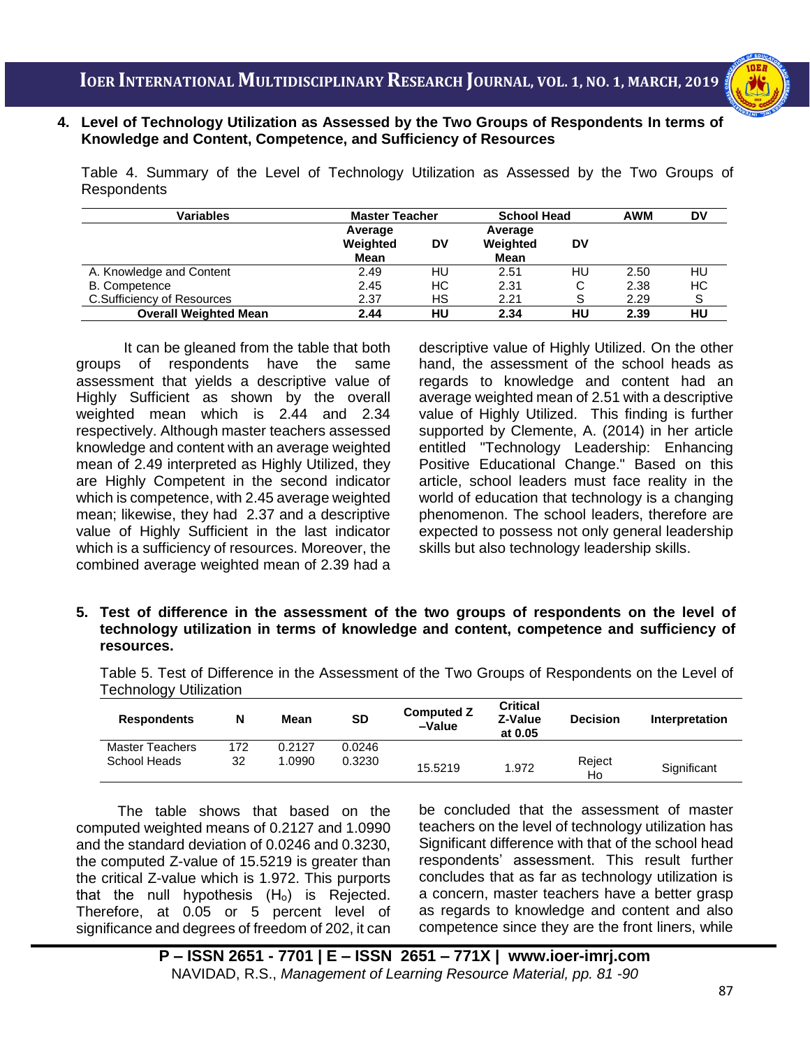**4. Level of Technology Utilization as Assessed by the Two Groups of Respondents In terms of Knowledge and Content, Competence, and Sufficiency of Resources**

Table 4. Summary of the Level of Technology Utilization as Assessed by the Two Groups of Respondents

| Variables | Master Teacher | | School Head | | AWM | DV |
|---|---|---|---|---|---|---|
| | Average Weighted Mean | DV | Average Weighted Mean | DV | | |
| A. Knowledge and Content | 2.49 | HU | 2.51 | HU | 2.50 | HU |
| B. Competence | 2.45 | HC | 2.31 | C | 2.38 | HC |
| C.Sufficiency of Resources | 2.37 | HS | 2.21 | S | 2.29 | S |
| **Overall Weighted Mean** | **2.44** | **HU** | **2.34** | **HU** | **2.39** | **HU** |

It can be gleaned from the table that both groups of respondents have the same assessment that yields a descriptive value of Highly Sufficient as shown by the overall weighted mean which is 2.44 and 2.34 respectively. Although master teachers assessed knowledge and content with an average weighted mean of 2.49 interpreted as Highly Utilized, they are Highly Competent in the second indicator which is competence, with 2.45 average weighted mean; likewise, they had 2.37 and a descriptive value of Highly Sufficient in the last indicator which is a sufficiency of resources. Moreover, the combined average weighted mean of 2.39 had a descriptive value of Highly Utilized. On the other hand, the assessment of the school heads as regards to knowledge and content had an average weighted mean of 2.51 with a descriptive value of Highly Utilized. This finding is further supported by Clemente, A. (2014) in her article entitled "Technology Leadership: Enhancing Positive Educational Change." Based on this article, school leaders must face reality in the world of education that technology is a changing phenomenon. The school leaders, therefore are expected to possess not only general leadership skills but also technology leadership skills.

**5. Test of difference in the assessment of the two groups of respondents on the level of technology utilization in terms of knowledge and content, competence and sufficiency of resources.**

Table 5. Test of Difference in the Assessment of the Two Groups of Respondents on the Level of Technology Utilization

| Respondents | N | Mean | SD | Computed Z –Value | Critical Z-Value at 0.05 | Decision | Interpretation |
|---|---|---|---|---|---|---|---|
| Master Teachers | 172 | 0.2127 | 0.0246 | | | | |
| School Heads | 32 | 1.0990 | 0.3230 | 15.5219 | 1.972 | Reject Ho | Significant |

The table shows that based on the computed weighted means of 0.2127 and 1.0990 and the standard deviation of 0.0246 and 0.3230, the computed Z-value of 15.5219 is greater than the critical Z-value which is 1.972. This purports that the null hypothesis ($H_o$) is Rejected. Therefore, at 0.05 or 5 percent level of significance and degrees of freedom of 202, it can be concluded that the assessment of master teachers on the level of technology utilization has Significant difference with that of the school head respondents' assessment. This result further concludes that as far as technology utilization is a concern, master teachers have a better grasp as regards to knowledge and content and also competence since they are the front liners, while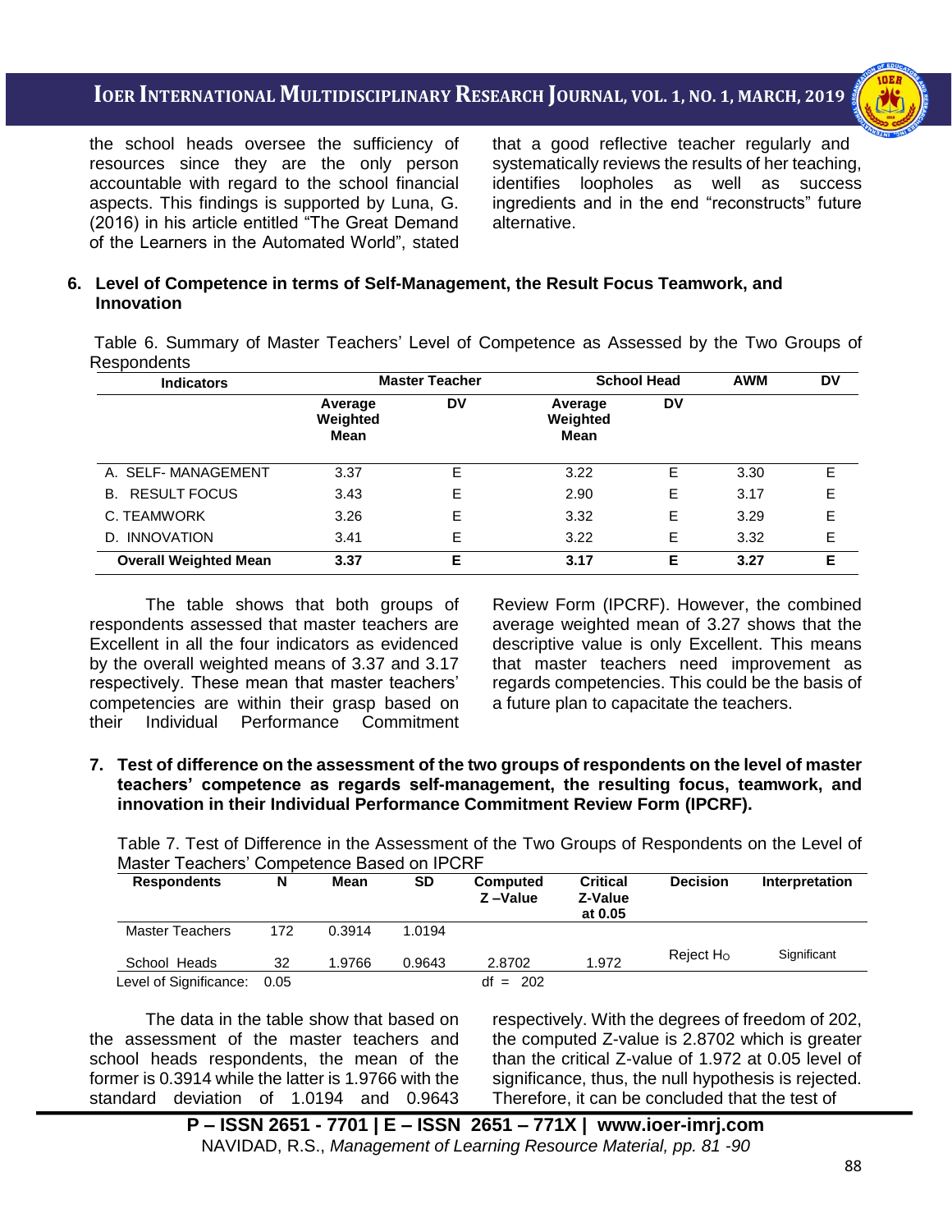the school heads oversee the sufficiency of resources since they are the only person accountable with regard to the school financial aspects. This findings is supported by Luna, G. (2016) in his article entitled "The Great Demand of the Learners in the Automated World", stated that a good reflective teacher regularly and systematically reviews the results of her teaching, identifies loopholes as well as success ingredients and in the end "reconstructs" future alternative.

### 6. Level of Competence in terms of Self-Management, the Result Focus Teamwork, and Innovation

Table 6. Summary of Master Teachers' Level of Competence as Assessed by the Two Groups of Respondents

| Indicators | Master Teacher | | School Head | | AWM | DV |
|---|---|---|---|---|---|---|
| | Average Weighted Mean | DV | Average Weighted Mean | DV | | |
| A. SELF- MANAGEMENT | 3.37 | E | 3.22 | E | 3.30 | E |
| B. RESULT FOCUS | 3.43 | E | 2.90 | E | 3.17 | E |
| C. TEAMWORK | 3.26 | E | 3.32 | E | 3.29 | E |
| D. INNOVATION | 3.41 | E | 3.22 | E | 3.32 | E |
| **Overall Weighted Mean** | **3.37** | **E** | **3.17** | **E** | **3.27** | **E** |

The table shows that both groups of respondents assessed that master teachers are Excellent in all the four indicators as evidenced by the overall weighted means of 3.37 and 3.17 respectively. These mean that master teachers' competencies are within their grasp based on their Individual Performance Commitment Review Form (IPCRF). However, the combined average weighted mean of 3.27 shows that the descriptive value is only Excellent. This means that master teachers need improvement as regards competencies. This could be the basis of a future plan to capacitate the teachers.

### 7. Test of difference on the assessment of the two groups of respondents on the level of master teachers' competence as regards self-management, the resulting focus, teamwork, and innovation in their Individual Performance Commitment Review Form (IPCRF).

Table 7. Test of Difference in the Assessment of the Two Groups of Respondents on the Level of Master Teachers' Competence Based on IPCRF

| Respondents | N | Mean | SD | Computed Z –Value | Critical Z-Value at 0.05 | Decision | Interpretation |
|---|---|---|---|---|---|---|---|
| Master Teachers | 172 | 0.3914 | 1.0194 | | | | |
| School Heads | 32 | 1.9766 | 0.9643 | 2.8702 | 1.972 | Reject $H_O$ | Significant |
| Level of Significance: 0.05 | | | | df = 202 | | | |

The data in the table show that based on the assessment of the master teachers and school heads respondents, the mean of the former is 0.3914 while the latter is 1.9766 with the standard deviation of 1.0194 and 0.9643 respectively. With the degrees of freedom of 202, the computed Z-value is 2.8702 which is greater than the critical Z-value of 1.972 at 0.05 level of significance, thus, the null hypothesis is rejected. Therefore, it can be concluded that the test of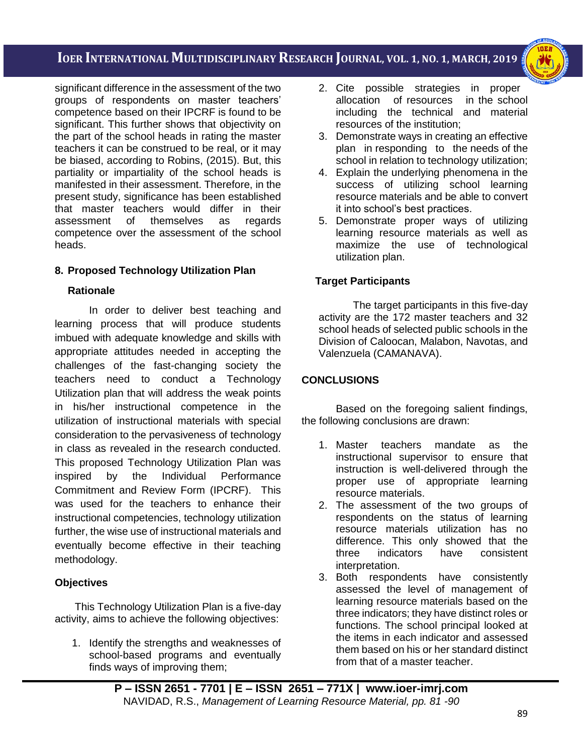significant difference in the assessment of the two groups of respondents on master teachers' competence based on their IPCRF is found to be significant. This further shows that objectivity on the part of the school heads in rating the master teachers it can be construed to be real, or it may be biased, according to Robins, (2015). But, this partiality or impartiality of the school heads is manifested in their assessment. Therefore, in the present study, significance has been established that master teachers would differ in their assessment of themselves as regards competence over the assessment of the school heads.

## 8. Proposed Technology Utilization Plan

### Rationale

In order to deliver best teaching and learning process that will produce students imbued with adequate knowledge and skills with appropriate attitudes needed in accepting the challenges of the fast-changing society the teachers need to conduct a Technology Utilization plan that will address the weak points in his/her instructional competence in the utilization of instructional materials with special consideration to the pervasiveness of technology in class as revealed in the research conducted. This proposed Technology Utilization Plan was inspired by the Individual Performance Commitment and Review Form (IPCRF). This was used for the teachers to enhance their instructional competencies, technology utilization further, the wise use of instructional materials and eventually become effective in their teaching methodology.

### Objectives

This Technology Utilization Plan is a five-day activity, aims to achieve the following objectives:

1. Identify the strengths and weaknesses of school-based programs and eventually finds ways of improving them;
2. Cite possible strategies in proper allocation of resources in the school including the technical and material resources of the institution;
3. Demonstrate ways in creating an effective plan in responding to the needs of the school in relation to technology utilization;
4. Explain the underlying phenomena in the success of utilizing school learning resource materials and be able to convert it into school's best practices.
5. Demonstrate proper ways of utilizing learning resource materials as well as maximize the use of technological utilization plan.

### Target Participants

The target participants in this five-day activity are the 172 master teachers and 32 school heads of selected public schools in the Division of Caloocan, Malabon, Navotas, and Valenzuela (CAMANAVA).

## CONCLUSIONS

Based on the foregoing salient findings, the following conclusions are drawn:

1. Master teachers mandate as the instructional supervisor to ensure that instruction is well-delivered through the proper use of appropriate learning resource materials.
2. The assessment of the two groups of respondents on the status of learning resource materials utilization has no difference. This only showed that the three indicators have consistent interpretation.
3. Both respondents have consistently assessed the level of management of learning resource materials based on the three indicators; they have distinct roles or functions. The school principal looked at the items in each indicator and assessed them based on his or her standard distinct from that of a master teacher.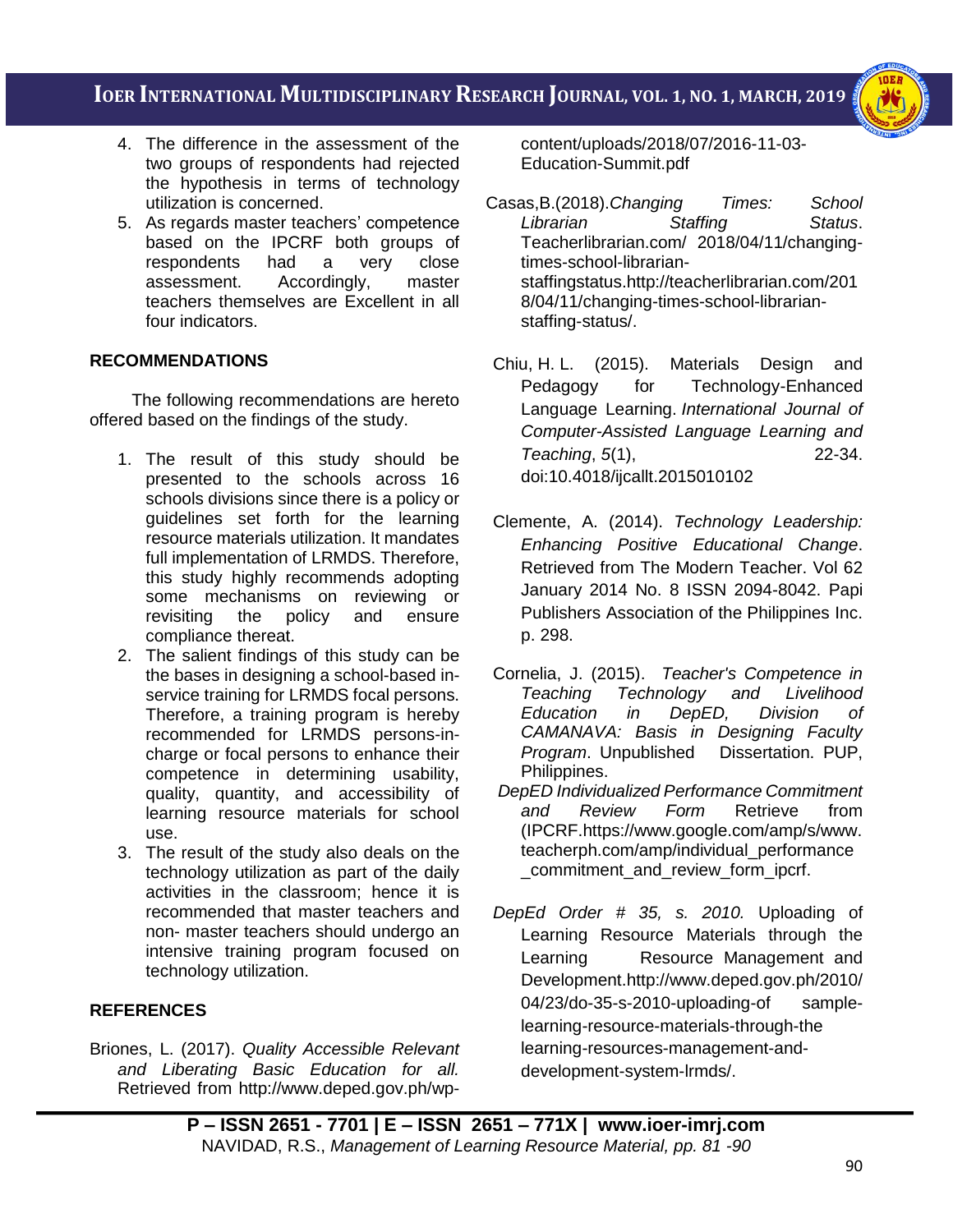4. The difference in the assessment of the two groups of respondents had rejected the hypothesis in terms of technology utilization is concerned.
5. As regards master teachers' competence based on the IPCRF both groups of respondents had a very close assessment. Accordingly, master teachers themselves are Excellent in all four indicators.

## RECOMMENDATIONS

The following recommendations are hereto offered based on the findings of the study.

1. The result of this study should be presented to the schools across 16 schools divisions since there is a policy or guidelines set forth for the learning resource materials utilization. It mandates full implementation of LRMDS. Therefore, this study highly recommends adopting some mechanisms on reviewing or revisiting the policy and ensure compliance thereat.
2. The salient findings of this study can be the bases in designing a school-based in-service training for LRMDS focal persons. Therefore, a training program is hereby recommended for LRMDS persons-in-charge or focal persons to enhance their competence in determining usability, quality, quantity, and accessibility of learning resource materials for school use.
3. The result of the study also deals on the technology utilization as part of the daily activities in the classroom; hence it is recommended that master teachers and non- master teachers should undergo an intensive training program focused on technology utilization.

## REFERENCES

Briones, L. (2017). *Quality Accessible Relevant and Liberating Basic Education for all.* Retrieved from http://www.deped.gov.ph/wp-content/uploads/2018/07/2016-11-03-Education-Summit.pdf

Casas,B.(2018).*Changing Times: School Librarian Staffing Status*. Teacherlibrarian.com/ 2018/04/11/changing-times-school-librarian-staffingstatus.http://teacherlibrarian.com/2018/04/11/changing-times-school-librarian-staffing-status/.

Chiu, H. L. (2015). Materials Design and Pedagogy for Technology-Enhanced Language Learning. *International Journal of Computer-Assisted Language Learning and Teaching*, *5*(1), 22-34. doi:10.4018/ijcallt.2015010102

Clemente, A. (2014). *Technology Leadership: Enhancing Positive Educational Change*. Retrieved from The Modern Teacher. Vol 62 January 2014 No. 8 ISSN 2094-8042. Papi Publishers Association of the Philippines Inc. p. 298.

Cornelia, J. (2015). *Teacher's Competence in Teaching Technology and Livelihood Education in DepED, Division of CAMANAVA: Basis in Designing Faculty Program*. Unpublished Dissertation. PUP, Philippines.

*DepED Individualized Performance Commitment and Review Form* Retrieve from (IPCRF.https://www.google.com/amp/s/www.teacherph.com/amp/individual_performance_commitment_and_review_form_ipcrf.

*DepEd Order # 35, s. 2010.* Uploading of Learning Resource Materials through the Learning Resource Management and Development.http://www.deped.gov.ph/2010/04/23/do-35-s-2010-uploading-of sample-learning-resource-materials-through-the learning-resources-management-and-development-system-lrmds/.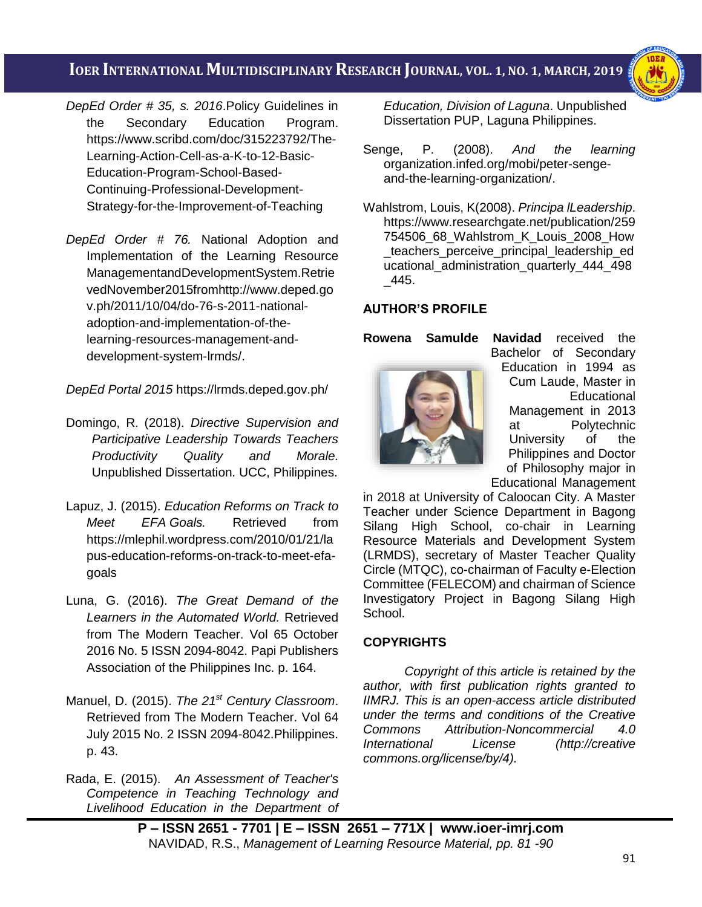*DepEd Order # 35, s. 2016*.Policy Guidelines in the Secondary Education Program. https://www.scribd.com/doc/315223792/The-Learning-Action-Cell-as-a-K-to-12-Basic-Education-Program-School-Based-Continuing-Professional-Development-Strategy-for-the-Improvement-of-Teaching

*DepEd Order # 76.* National Adoption and Implementation of the Learning Resource ManagementandDevelopmentSystem.RetrievedNovember2015fromhttp://www.deped.gov.ph/2011/10/04/do-76-s-2011-national-adoption-and-implementation-of-the-learning-resources-management-and-development-system-lrmds/.

*DepEd Portal 2015* https://lrmds.deped.gov.ph/

Domingo, R. (2018). *Directive Supervision and Participative Leadership Towards Teachers Productivity Quality and Morale.* Unpublished Dissertation. UCC, Philippines.

Lapuz, J. (2015). *Education Reforms on Track to Meet EFA Goals.* Retrieved from https://mlephil.wordpress.com/2010/01/21/lapus-education-reforms-on-track-to-meet-efa-goals

Luna, G. (2016). *The Great Demand of the Learners in the Automated World.* Retrieved from The Modern Teacher. Vol 65 October 2016 No. 5 ISSN 2094-8042. Papi Publishers Association of the Philippines Inc. p. 164.

Manuel, D. (2015). *The 21st Century Classroom*. Retrieved from The Modern Teacher. Vol 64 July 2015 No. 2 ISSN 2094-8042.Philippines. p. 43.

Rada, E. (2015). *An Assessment of Teacher's Competence in Teaching Technology and Livelihood Education in the Department of Education, Division of Laguna*. Unpublished Dissertation PUP, Laguna Philippines.

Senge, P. (2008). *And the learning* organization.infed.org/mobi/peter-senge-and-the-learning-organization/.

Wahlstrom, Louis, K(2008). *Principa lLeadership*. https://www.researchgate.net/publication/259754506_68_Wahlstrom_K_Louis_2008_How_teachers_perceive_principal_leadership_educational_administration_quarterly_444_498_445.

## AUTHOR'S PROFILE

**Rowena Samulde Navidad** received the Bachelor of Secondary Education in 1994 as Cum Laude, Master in Educational Management in 2013 at Polytechnic University of the Philippines and Doctor of Philosophy major in Educational Management in 2018 at University of Caloocan City. A Master Teacher under Science Department in Bagong Silang High School, co-chair in Learning Resource Materials and Development System (LRMDS), secretary of Master Teacher Quality Circle (MTQC), co-chairman of Faculty e-Election Committee (FELECOM) and chairman of Science Investigatory Project in Bagong Silang High School.

## COPYRIGHTS

*Copyright of this article is retained by the author, with first publication rights granted to IIMRJ. This is an open-access article distributed under the terms and conditions of the Creative Commons Attribution-Noncommercial 4.0 International License (http://creative commons.org/license/by/4).*